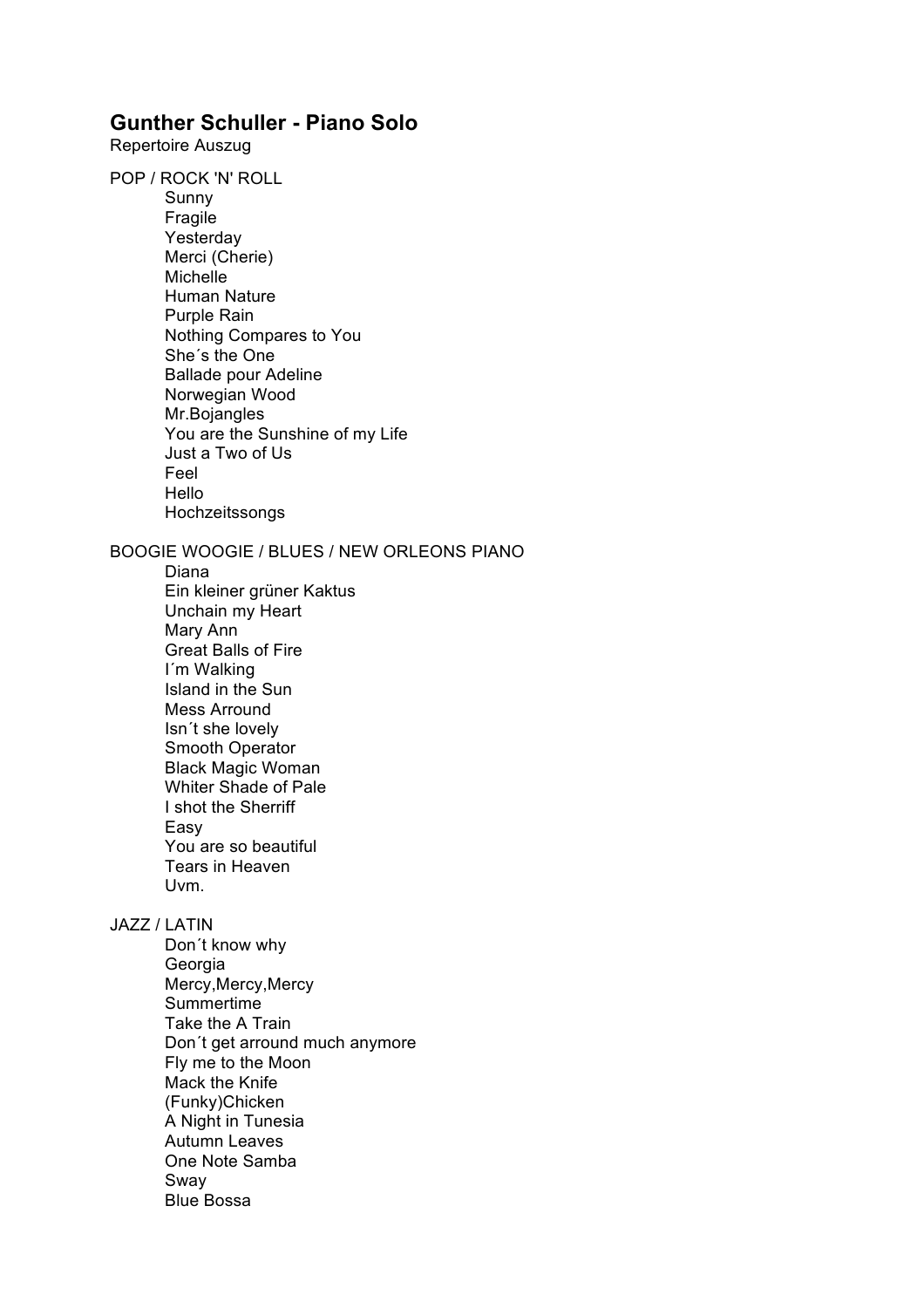## Gunther Schuller - Piano Solo

Repertoire Auszug

POP / ROCK 'N' ROLL

- Sunny
- Fragile
- Yesterday
- Merci (Cherie)
- Michelle
- Human Nature
- Purple Rain
- Nothing Compares to You
- She´s the One
- Ballade pour Adeline
- Norwegian Wood
- Mr.Bojangles
- You are the Sunshine of my Life
- Just a Two of Us
- Feel
- Hello
- Hochzeitssongs

BOOGIE WOOGIE / BLUES / NEW ORLEONS PIANO

- Diana
- Ein kleiner grüner Kaktus
- Unchain my Heart
- Mary Ann
- Great Balls of Fire
- I´m Walking
- Island in the Sun
- Mess Arround
- Isn´t she lovely
- Smooth Operator
- Black Magic Woman
- Whiter Shade of Pale
- I shot the Sherriff
- Easy
- You are so beautiful
- Tears in Heaven
- Uvm.

JAZZ / LATIN

- Don´t know why
- Georgia
- Mercy,Mercy,Mercy
- Summertime
- Take the A Train
- Don´t get arround much anymore
- Fly me to the Moon
- Mack the Knife
- (Funky)Chicken
- A Night in Tunesia
- Autumn Leaves
- One Note Samba
- Sway
- Blue Bossa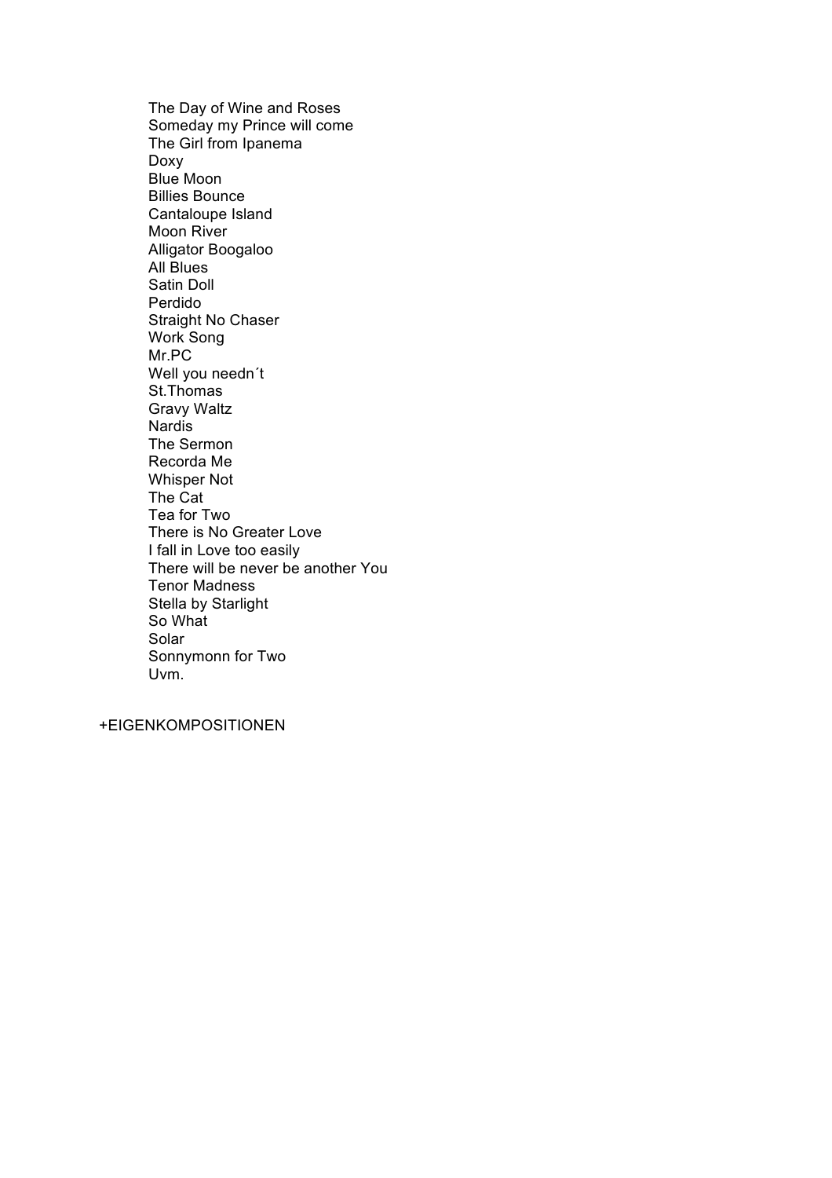The Day of Wine and Roses
Someday my Prince will come
The Girl from Ipanema
Doxy
Blue Moon
Billies Bounce
Cantaloupe Island
Moon River
Alligator Boogaloo
All Blues
Satin Doll
Perdido
Straight No Chaser
Work Song
Mr.PC
Well you needn´t
St.Thomas
Gravy Waltz
Nardis
The Sermon
Recorda Me
Whisper Not
The Cat
Tea for Two
There is No Greater Love
I fall in Love too easily
There will be never be another You
Tenor Madness
Stella by Starlight
So What
Solar
Sonnymonn for Two
Uvm.

+EIGENKOMPOSITIONEN